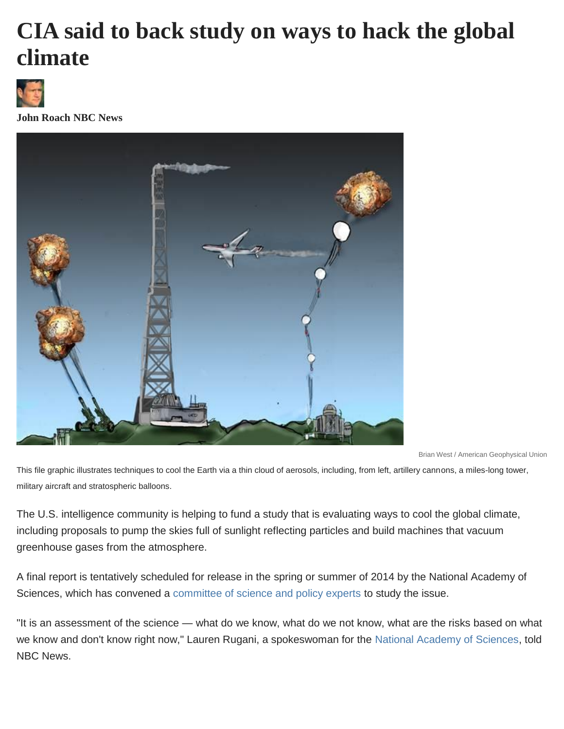# CIA said to back study on ways to hack the global climate

**John Roach NBC News**

Brian West / American Geophysical Union

This file graphic illustrates techniques to cool the Earth via a thin cloud of aerosols, including, from left, artillery cannons, a miles-long tower, military aircraft and stratospheric balloons.

The U.S. intelligence community is helping to fund a study that is evaluating ways to cool the global climate, including proposals to pump the skies full of sunlight reflecting particles and build machines that vacuum greenhouse gases from the atmosphere.

A final report is tentatively scheduled for release in the spring or summer of 2014 by the National Academy of Sciences, which has convened a committee of science and policy experts to study the issue.

"It is an assessment of the science — what do we know, what do we not know, what are the risks based on what we know and don't know right now," Lauren Rugani, a spokeswoman for the National Academy of Sciences, told NBC News.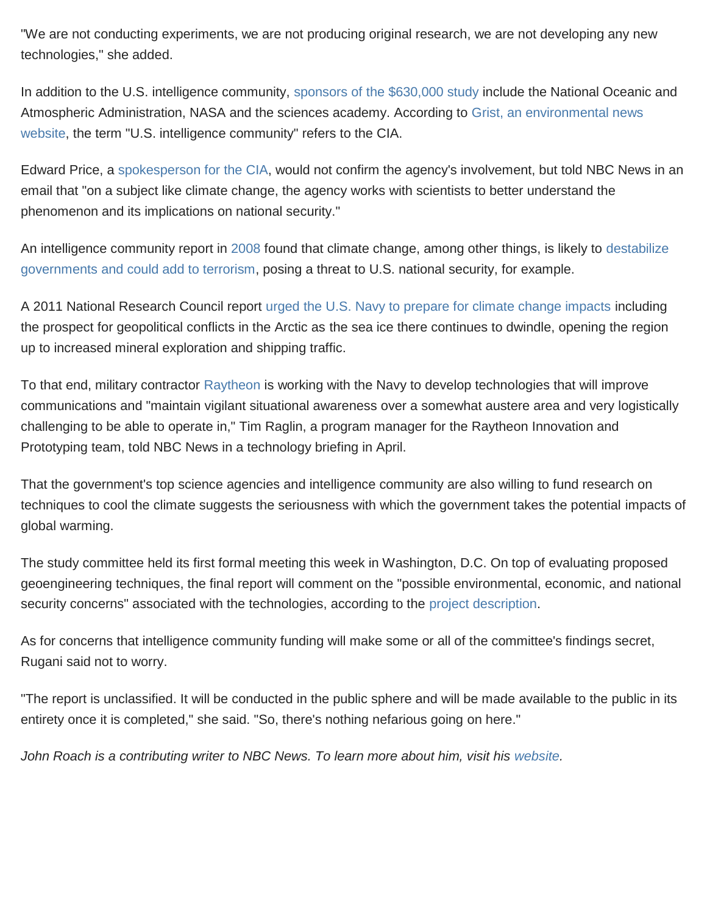"We are not conducting experiments, we are not producing original research, we are not developing any new technologies," she added.

In addition to the U.S. intelligence community, sponsors of the $630,000 study include the National Oceanic and Atmospheric Administration, NASA and the sciences academy. According to Grist, an environmental news website, the term "U.S. intelligence community" refers to the CIA.

Edward Price, a spokesperson for the CIA, would not confirm the agency's involvement, but told NBC News in an email that "on a subject like climate change, the agency works with scientists to better understand the phenomenon and its implications on national security."

An intelligence community report in 2008 found that climate change, among other things, is likely to destabilize governments and could add to terrorism, posing a threat to U.S. national security, for example.

A 2011 National Research Council report urged the U.S. Navy to prepare for climate change impacts including the prospect for geopolitical conflicts in the Arctic as the sea ice there continues to dwindle, opening the region up to increased mineral exploration and shipping traffic.

To that end, military contractor Raytheon is working with the Navy to develop technologies that will improve communications and "maintain vigilant situational awareness over a somewhat austere area and very logistically challenging to be able to operate in," Tim Raglin, a program manager for the Raytheon Innovation and Prototyping team, told NBC News in a technology briefing in April.

That the government's top science agencies and intelligence community are also willing to fund research on techniques to cool the climate suggests the seriousness with which the government takes the potential impacts of global warming.

The study committee held its first formal meeting this week in Washington, D.C. On top of evaluating proposed geoengineering techniques, the final report will comment on the "possible environmental, economic, and national security concerns" associated with the technologies, according to the project description.

As for concerns that intelligence community funding will make some or all of the committee's findings secret, Rugani said not to worry.

"The report is unclassified. It will be conducted in the public sphere and will be made available to the public in its entirety once it is completed," she said. "So, there's nothing nefarious going on here."

*John Roach is a contributing writer to NBC News. To learn more about him, visit his website.*